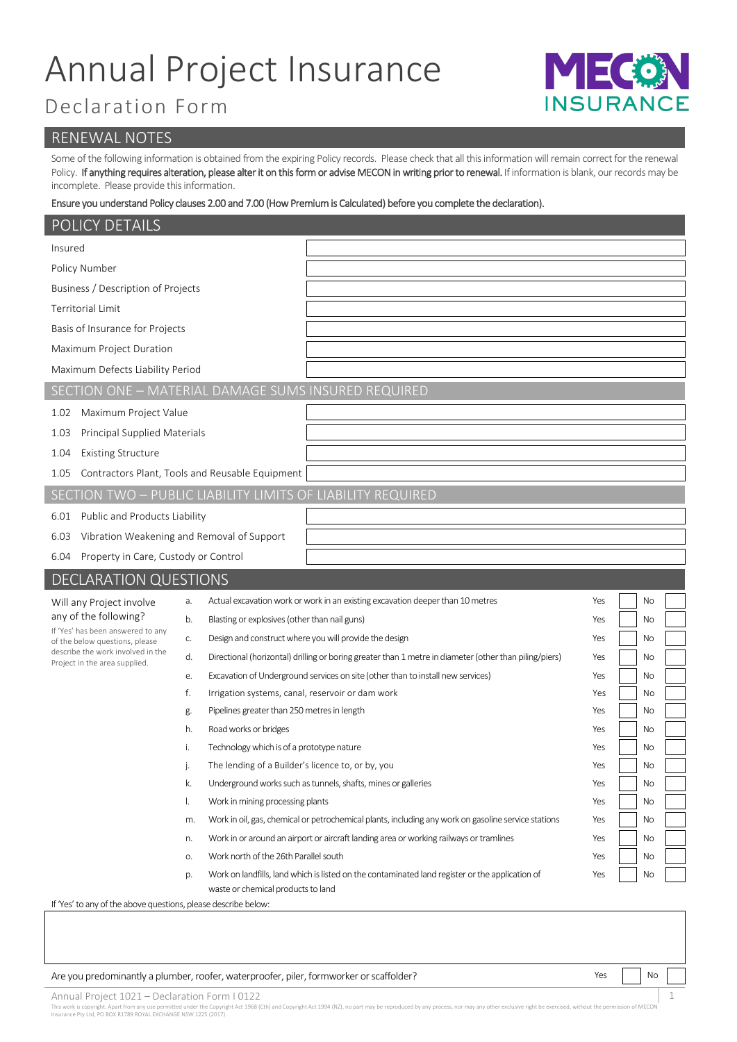# Annual Project Insurance

## Declaration Form

MECON INSURANCE

## RENEWAL NOTES

Some of the following information is obtained from the expiring Policy records. Please check that all this information will remain correct for the renewal Policy. **If anything requires alteration, please alter it on this form or advise MECON in writing prior to renewal.** If information is blank, our records may be incomplete. Please provide this information.

**Ensure you understand Policy clauses 2.00 and 7.00 (How Premium is Calculated) before you complete the declaration).**

## POLICY DETAILS

| | |
|---|---|
| Insured | |
| Policy Number | |
| Business / Description of Projects | |
| Territorial Limit | |
| Basis of Insurance for Projects | |
| Maximum Project Duration | |
| Maximum Defects Liability Period | |

### SECTION ONE – MATERIAL DAMAGE SUMS INSURED REQUIRED

| | |
|---|---|
| 1.02 Maximum Project Value | |
| 1.03 Principal Supplied Materials | |
| 1.04 Existing Structure | |
| 1.05 Contractors Plant, Tools and Reusable Equipment | |

### SECTION TWO – PUBLIC LIABILITY LIMITS OF LIABILITY REQUIRED

| | |
|---|---|
| 6.01 Public and Products Liability | |
| 6.03 Vibration Weakening and Removal of Support | |
| 6.04 Property in Care, Custody or Control | |

## DECLARATION QUESTIONS

Will any Project involve any of the following?

If 'Yes' has been answered to any of the below questions, please describe the work involved in the Project in the area supplied.

| | | Yes | No |
|---|---|---|---|
| a. | Actual excavation work or work in an existing excavation deeper than 10 metres | | |
| b. | Blasting or explosives (other than nail guns) | | |
| c. | Design and construct where you will provide the design | | |
| d. | Directional (horizontal) drilling or boring greater than 1 metre in diameter (other than piling/piers) | | |
| e. | Excavation of Underground services on site (other than to install new services) | | |
| f. | Irrigation systems, canal, reservoir or dam work | | |
| g. | Pipelines greater than 250 metres in length | | |
| h. | Road works or bridges | | |
| i. | Technology which is of a prototype nature | | |
| j. | The lending of a Builder's licence to, or by, you | | |
| k. | Underground works such as tunnels, shafts, mines or galleries | | |
| l. | Work in mining processing plants | | |
| m. | Work in oil, gas, chemical or petrochemical plants, including any work on gasoline service stations | | |
| n. | Work in or around an airport or aircraft landing area or working railways or tramlines | | |
| o. | Work north of the 26th Parallel south | | |
| p. | Work on landfills, land which is listed on the contaminated land register or the application of waste or chemical products to land | | |

If 'Yes' to any of the above questions, please describe below:

| Are you predominantly a plumber, roofer, waterproofer, piler, formworker or scaffolder? | Yes | No |
|---|---|---|
| | | |

Annual Project 1021 – Declaration Form I 0122

This work is copyright. Apart from any use permitted under the Copyright Act 1968 (Cth) and Copyright Act 1994 (NZ), no part may be reproduced by any process, nor may any other exclusive right be exercised, without the permission of MECON Insurance Pty Ltd, PO BOX R1789 ROYAL EXCHANGE NSW 1225 (2017).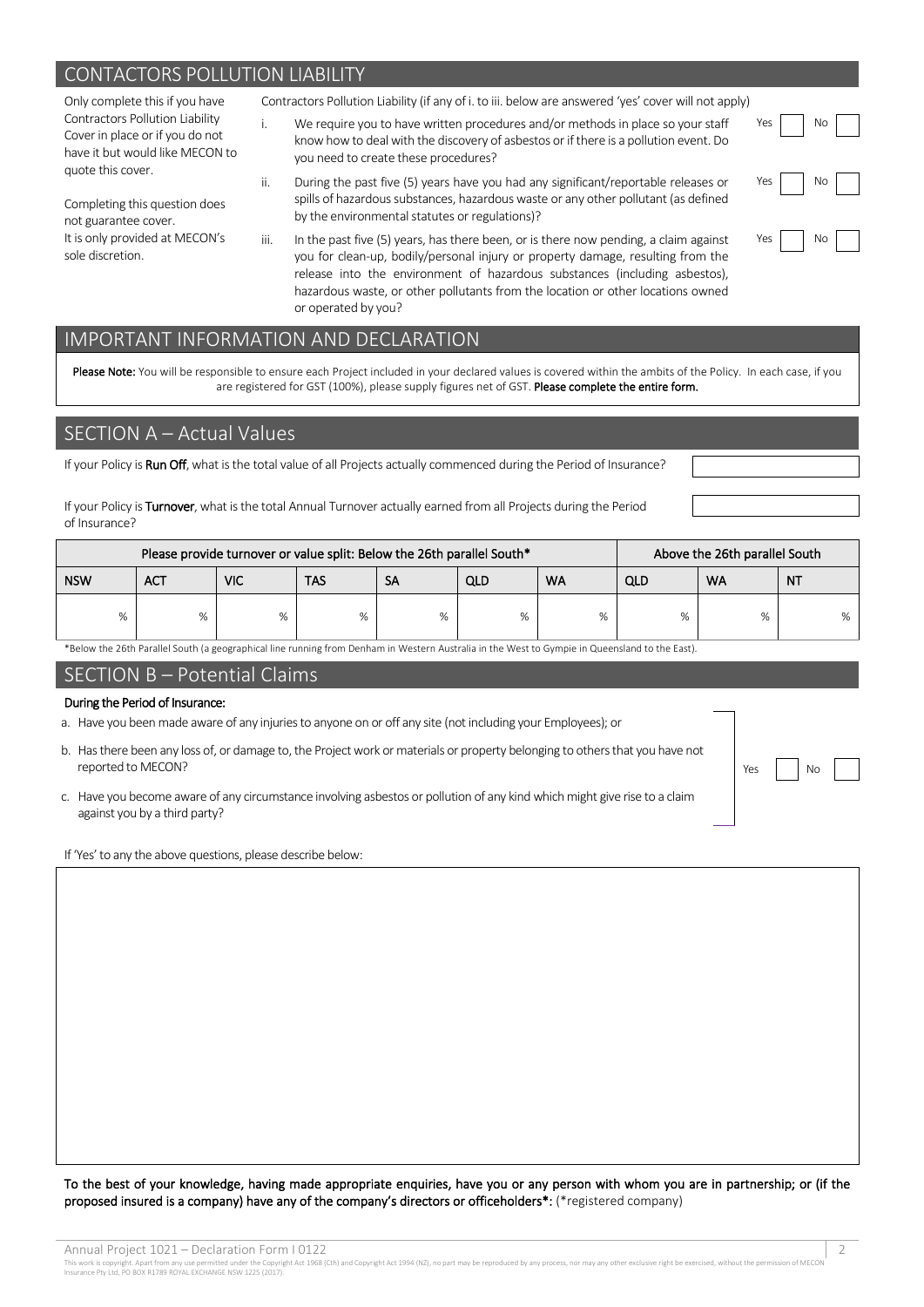## CONTACTORS POLLUTION LIABILITY

Only complete this if you have Contractors Pollution Liability Cover in place or if you do not have it but would like MECON to quote this cover.

Completing this question does not guarantee cover. It is only provided at MECON's sole discretion.

Contractors Pollution Liability (if any of i. to iii. below are answered 'yes' cover will not apply)

i. We require you to have written procedures and/or methods in place so your staff know how to deal with the discovery of asbestos or if there is a pollution event. Do you need to create these procedures? Yes ☐ No ☐

ii. During the past five (5) years have you had any significant/reportable releases or spills of hazardous substances, hazardous waste or any other pollutant (as defined by the environmental statutes or regulations)? Yes ☐ No ☐

iii. In the past five (5) years, has there been, or is there now pending, a claim against you for clean-up, bodily/personal injury or property damage, resulting from the release into the environment of hazardous substances (including asbestos), hazardous waste, or other pollutants from the location or other locations owned or operated by you? Yes ☐ No ☐

## IMPORTANT INFORMATION AND DECLARATION

**Please Note:** You will be responsible to ensure each Project included in your declared values is covered within the ambits of the Policy. In each case, if you are registered for GST (100%), please supply figures net of GST. **Please complete the entire form.**

## SECTION A – Actual Values

If your Policy is **Run Off**, what is the total value of all Projects actually commenced during the Period of Insurance? ____________

If your Policy is **Turnover**, what is the total Annual Turnover actually earned from all Projects during the Period of Insurance? ____________

| Please provide turnover or value split: Below the 26th parallel South* | | | | | | | Above the 26th parallel South | | |
|---|---|---|---|---|---|---|---|---|---|
| NSW | ACT | VIC | TAS | SA | QLD | WA | QLD | WA | NT |
| % | % | % | % | % | % | % | % | % | % |

*Below the 26th Parallel South (a geographical line running from Denham in Western Australia in the West to Gympie in Queensland to the East).

## SECTION B – Potential Claims

**During the Period of Insurance:**

a. Have you been made aware of any injuries to anyone on or off any site (not including your Employees); or

b. Has there been any loss of, or damage to, the Project work or materials or property belonging to others that you have not reported to MECON?

c. Have you become aware of any circumstance involving asbestos or pollution of any kind which might give rise to a claim against you by a third party?

Yes ☐ No ☐

If 'Yes' to any the above questions, please describe below:

**To the best of your knowledge, having made appropriate enquiries, have you or any person with whom you are in partnership; or (if the proposed insured is a company) have any of the company's directors or officeholders*:** (*registered company)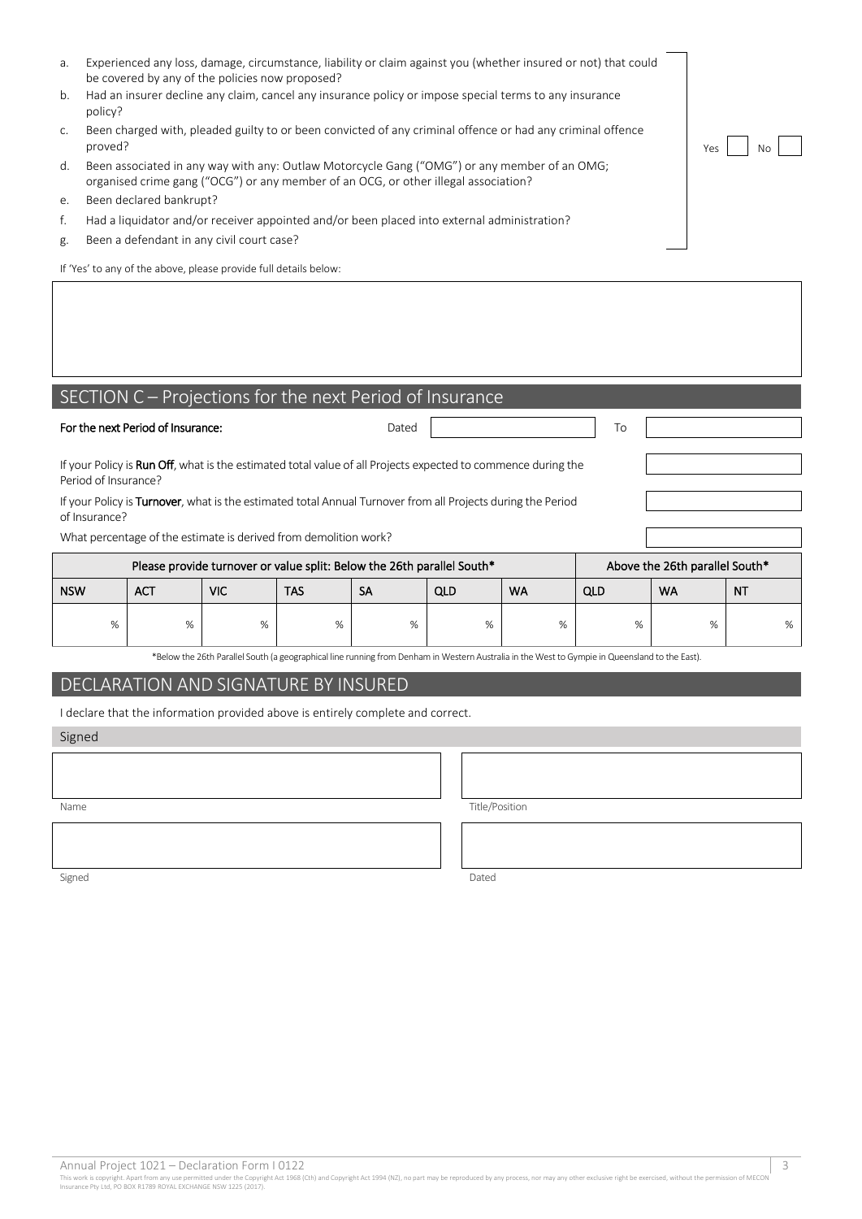a. Experienced any loss, damage, circumstance, liability or claim against you (whether insured or not) that could be covered by any of the policies now proposed?
b. Had an insurer decline any claim, cancel any insurance policy or impose special terms to any insurance policy?
c. Been charged with, pleaded guilty to or been convicted of any criminal offence or had any criminal offence proved?
d. Been associated in any way with any: Outlaw Motorcycle Gang ("OMG") or any member of an OMG; organised crime gang ("OCG") or any member of an OCG, or other illegal association?
e. Been declared bankrupt?
f. Had a liquidator and/or receiver appointed and/or been placed into external administration?
g. Been a defendant in any civil court case?

Yes ☐ No ☐

If 'Yes' to any of the above, please provide full details below:

## SECTION C – Projections for the next Period of Insurance

**For the next Period of Insurance:** Dated ______ To ______

If your Policy is **Run Off**, what is the estimated total value of all Projects expected to commence during the Period of Insurance? ______

If your Policy is **Turnover**, what is the estimated total Annual Turnover from all Projects during the Period of Insurance? ______

What percentage of the estimate is derived from demolition work? ______

| Please provide turnover or value split: Below the 26th parallel South* | | | | | | | Above the 26th parallel South* | | |
|---|---|---|---|---|---|---|---|---|---|
| NSW | ACT | VIC | TAS | SA | QLD | WA | QLD | WA | NT |
| % | % | % | % | % | % | % | % | % | % |

*Below the 26th Parallel South (a geographical line running from Denham in Western Australia in the West to Gympie in Queensland to the East).

## DECLARATION AND SIGNATURE BY INSURED

I declare that the information provided above is entirely complete and correct.

**Signed**

Name ______ Title/Position ______

Signed ______ Dated ______

Annual Project 1021 – Declaration Form I 0122

This work is copyright. Apart from any use permitted under the Copyright Act 1968 (Cth) and Copyright Act 1994 (NZ), no part may be reproduced by any process, nor may any other exclusive right be exercised, without the permission of MECON Insurance Pty Ltd, PO BOX R1789 ROYAL EXCHANGE NSW 1225 (2017).